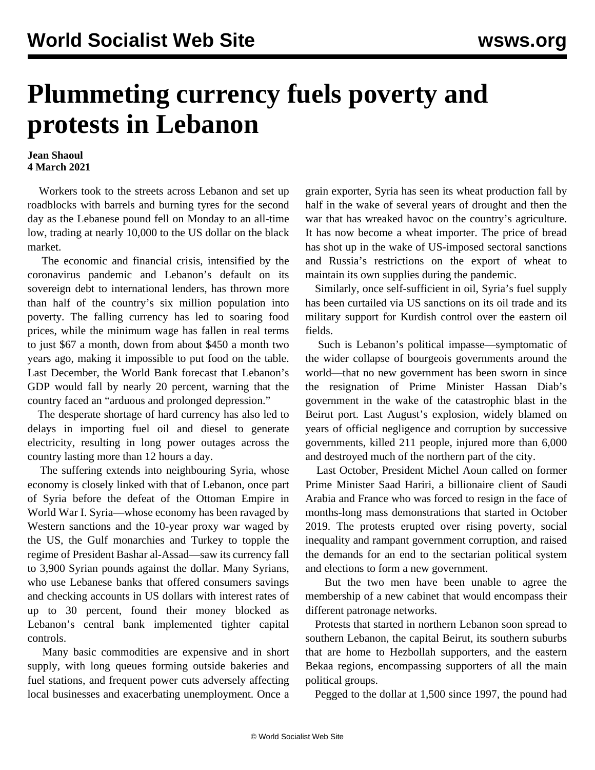# Plummeting currency fuels poverty and protests in Lebanon

**Jean Shaoul**
**4 March 2021**

Workers took to the streets across Lebanon and set up roadblocks with barrels and burning tyres for the second day as the Lebanese pound fell on Monday to an all-time low, trading at nearly 10,000 to the US dollar on the black market.

The economic and financial crisis, intensified by the coronavirus pandemic and Lebanon's default on its sovereign debt to international lenders, has thrown more than half of the country's six million population into poverty. The falling currency has led to soaring food prices, while the minimum wage has fallen in real terms to just $67 a month, down from about $450 a month two years ago, making it impossible to put food on the table. Last December, the World Bank forecast that Lebanon's GDP would fall by nearly 20 percent, warning that the country faced an "arduous and prolonged depression."

The desperate shortage of hard currency has also led to delays in importing fuel oil and diesel to generate electricity, resulting in long power outages across the country lasting more than 12 hours a day.

The suffering extends into neighbouring Syria, whose economy is closely linked with that of Lebanon, once part of Syria before the defeat of the Ottoman Empire in World War I. Syria—whose economy has been ravaged by Western sanctions and the 10-year proxy war waged by the US, the Gulf monarchies and Turkey to topple the regime of President Bashar al-Assad—saw its currency fall to 3,900 Syrian pounds against the dollar. Many Syrians, who use Lebanese banks that offered consumers savings and checking accounts in US dollars with interest rates of up to 30 percent, found their money blocked as Lebanon's central bank implemented tighter capital controls.

Many basic commodities are expensive and in short supply, with long queues forming outside bakeries and fuel stations, and frequent power cuts adversely affecting local businesses and exacerbating unemployment. Once a grain exporter, Syria has seen its wheat production fall by half in the wake of several years of drought and then the war that has wreaked havoc on the country's agriculture. It has now become a wheat importer. The price of bread has shot up in the wake of US-imposed sectoral sanctions and Russia's restrictions on the export of wheat to maintain its own supplies during the pandemic.

Similarly, once self-sufficient in oil, Syria's fuel supply has been curtailed via US sanctions on its oil trade and its military support for Kurdish control over the eastern oil fields.

Such is Lebanon's political impasse—symptomatic of the wider collapse of bourgeois governments around the world—that no new government has been sworn in since the resignation of Prime Minister Hassan Diab's government in the wake of the catastrophic blast in the Beirut port. Last August's explosion, widely blamed on years of official negligence and corruption by successive governments, killed 211 people, injured more than 6,000 and destroyed much of the northern part of the city.

Last October, President Michel Aoun called on former Prime Minister Saad Hariri, a billionaire client of Saudi Arabia and France who was forced to resign in the face of months-long mass demonstrations that started in October 2019. The protests erupted over rising poverty, social inequality and rampant government corruption, and raised the demands for an end to the sectarian political system and elections to form a new government.

But the two men have been unable to agree the membership of a new cabinet that would encompass their different patronage networks.

Protests that started in northern Lebanon soon spread to southern Lebanon, the capital Beirut, its southern suburbs that are home to Hezbollah supporters, and the eastern Bekaa regions, encompassing supporters of all the main political groups.

Pegged to the dollar at 1,500 since 1997, the pound had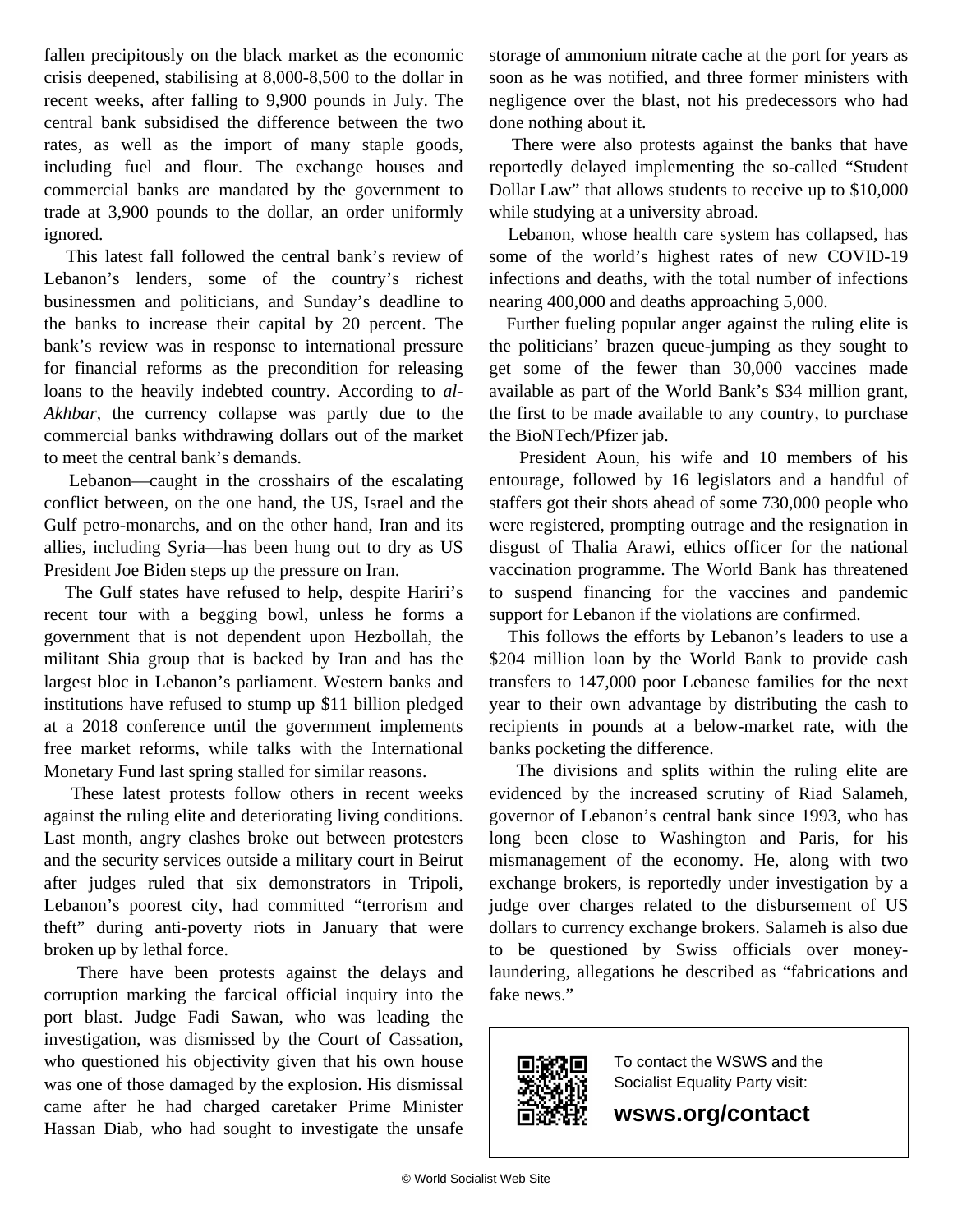fallen precipitously on the black market as the economic crisis deepened, stabilising at 8,000-8,500 to the dollar in recent weeks, after falling to 9,900 pounds in July. The central bank subsidised the difference between the two rates, as well as the import of many staple goods, including fuel and flour. The exchange houses and commercial banks are mandated by the government to trade at 3,900 pounds to the dollar, an order uniformly ignored.

This latest fall followed the central bank's review of Lebanon's lenders, some of the country's richest businessmen and politicians, and Sunday's deadline to the banks to increase their capital by 20 percent. The bank's review was in response to international pressure for financial reforms as the precondition for releasing loans to the heavily indebted country. According to *al-Akhbar*, the currency collapse was partly due to the commercial banks withdrawing dollars out of the market to meet the central bank's demands.

Lebanon—caught in the crosshairs of the escalating conflict between, on the one hand, the US, Israel and the Gulf petro-monarchs, and on the other hand, Iran and its allies, including Syria—has been hung out to dry as US President Joe Biden steps up the pressure on Iran.

The Gulf states have refused to help, despite Hariri's recent tour with a begging bowl, unless he forms a government that is not dependent upon Hezbollah, the militant Shia group that is backed by Iran and has the largest bloc in Lebanon's parliament. Western banks and institutions have refused to stump up $11 billion pledged at a 2018 conference until the government implements free market reforms, while talks with the International Monetary Fund last spring stalled for similar reasons.

These latest protests follow others in recent weeks against the ruling elite and deteriorating living conditions. Last month, angry clashes broke out between protesters and the security services outside a military court in Beirut after judges ruled that six demonstrators in Tripoli, Lebanon's poorest city, had committed "terrorism and theft" during anti-poverty riots in January that were broken up by lethal force.

There have been protests against the delays and corruption marking the farcical official inquiry into the port blast. Judge Fadi Sawan, who was leading the investigation, was dismissed by the Court of Cassation, who questioned his objectivity given that his own house was one of those damaged by the explosion. His dismissal came after he had charged caretaker Prime Minister Hassan Diab, who had sought to investigate the unsafe storage of ammonium nitrate cache at the port for years as soon as he was notified, and three former ministers with negligence over the blast, not his predecessors who had done nothing about it.

There were also protests against the banks that have reportedly delayed implementing the so-called "Student Dollar Law" that allows students to receive up to $10,000 while studying at a university abroad.

Lebanon, whose health care system has collapsed, has some of the world's highest rates of new COVID-19 infections and deaths, with the total number of infections nearing 400,000 and deaths approaching 5,000.

Further fueling popular anger against the ruling elite is the politicians' brazen queue-jumping as they sought to get some of the fewer than 30,000 vaccines made available as part of the World Bank's $34 million grant, the first to be made available to any country, to purchase the BioNTech/Pfizer jab.

President Aoun, his wife and 10 members of his entourage, followed by 16 legislators and a handful of staffers got their shots ahead of some 730,000 people who were registered, prompting outrage and the resignation in disgust of Thalia Arawi, ethics officer for the national vaccination programme. The World Bank has threatened to suspend financing for the vaccines and pandemic support for Lebanon if the violations are confirmed.

This follows the efforts by Lebanon's leaders to use a $204 million loan by the World Bank to provide cash transfers to 147,000 poor Lebanese families for the next year to their own advantage by distributing the cash to recipients in pounds at a below-market rate, with the banks pocketing the difference.

The divisions and splits within the ruling elite are evidenced by the increased scrutiny of Riad Salameh, governor of Lebanon's central bank since 1993, who has long been close to Washington and Paris, for his mismanagement of the economy. He, along with two exchange brokers, is reportedly under investigation by a judge over charges related to the disbursement of US dollars to currency exchange brokers. Salameh is also due to be questioned by Swiss officials over money-laundering, allegations he described as "fabrications and fake news."

To contact the WSWS and the Socialist Equality Party visit:

**wsws.org/contact**